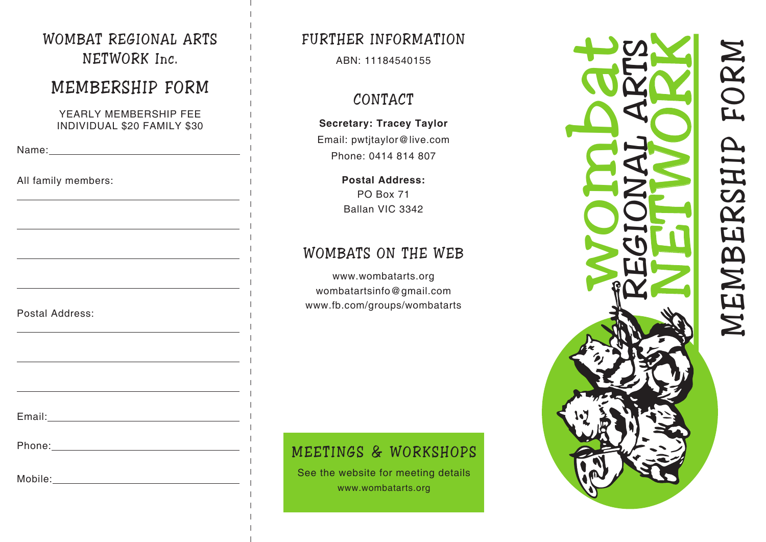# WOMBAT REGIONAL ARTS NETWORK Inc.

## MEMBERSHIP FORM

YEARLY MEMBERSHIP FEE
INDIVIDUAL $20 FAMILY $30

Name: ______________________________

All family members:

______________________________

______________________________

______________________________

______________________________

Postal Address:

______________________________

______________________________

______________________________

Email: ______________________________

Phone: ______________________________

Mobile: ______________________________

## FURTHER INFORMATION

ABN: 11184540155

## CONTACT

**Secretary: Tracey Taylor**
Email: pwtjtaylor@live.com
Phone: 0414 814 807

**Postal Address:**
PO Box 71
Ballan VIC 3342

## WOMBATS ON THE WEB

www.wombatarts.org
wombatartsinfo@gmail.com
www.fb.com/groups/wombatarts

## MEETINGS & WORKSHOPS

See the website for meeting details
www.wombatarts.org

# wombat REGIONAL ARTS NETWORK

# MEMBERSHIP FORM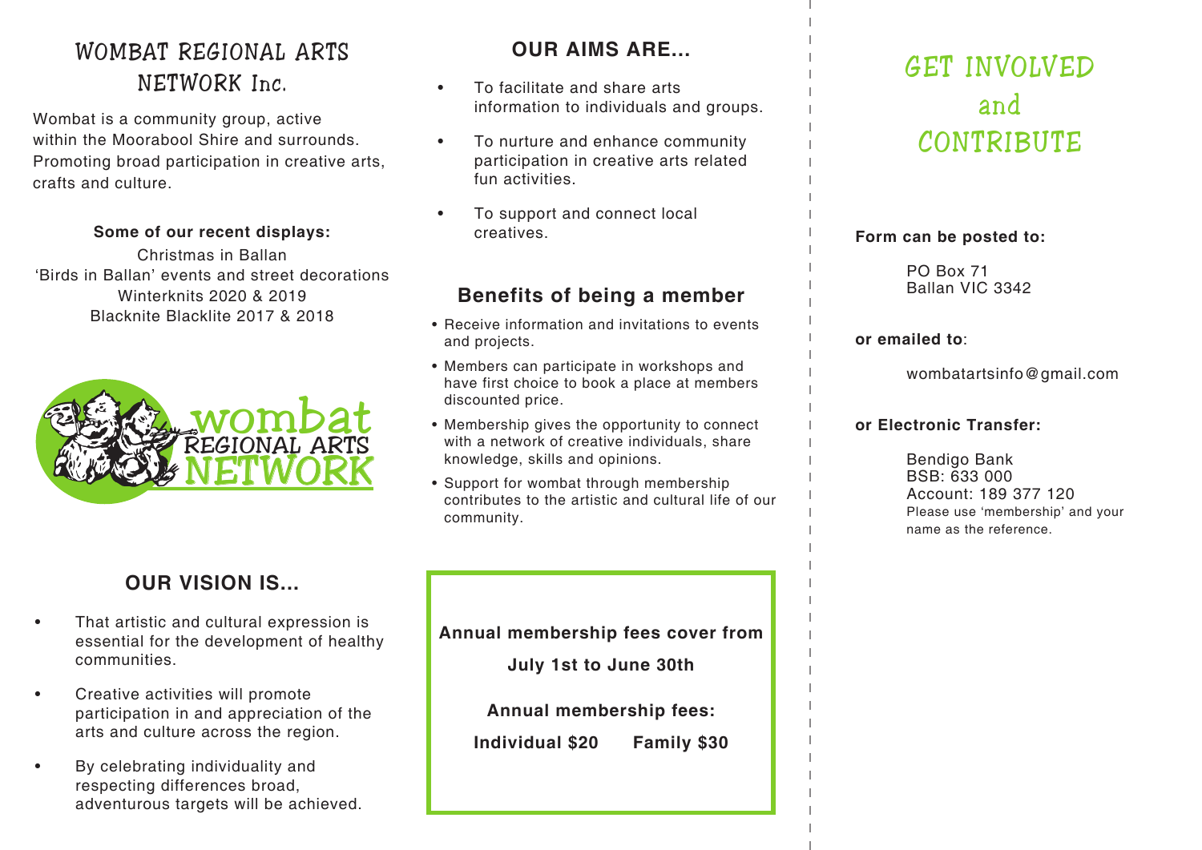## WOMBAT REGIONAL ARTS NETWORK Inc.

Wombat is a community group, active within the Moorabool Shire and surrounds. Promoting broad participation in creative arts, crafts and culture.

**Some of our recent displays:**

Christmas in Ballan
'Birds in Ballan' events and street decorations
Winterknits 2020 & 2019
Blacknite Blacklite 2017 & 2018

wombat REGIONAL ARTS NETWORK

## OUR VISION IS...

- That artistic and cultural expression is essential for the development of healthy communities.
- Creative activities will promote participation in and appreciation of the arts and culture across the region.
- By celebrating individuality and respecting differences broad, adventurous targets will be achieved.

## OUR AIMS ARE...

- To facilitate and share arts information to individuals and groups.
- To nurture and enhance community participation in creative arts related fun activities.
- To support and connect local creatives.

## Benefits of being a member

- Receive information and invitations to events and projects.
- Members can participate in workshops and have first choice to book a place at members discounted price.
- Membership gives the opportunity to connect with a network of creative individuals, share knowledge, skills and opinions.
- Support for wombat through membership contributes to the artistic and cultural life of our community.

**Annual membership fees cover from**

**July 1st to June 30th**

**Annual membership fees:**

**Individual $20 Family $30**

## GET INVOLVED and CONTRIBUTE

**Form can be posted to:**

PO Box 71
Ballan VIC 3342

**or emailed to**:

wombatartsinfo@gmail.com

**or Electronic Transfer:**

Bendigo Bank
BSB: 633 000
Account: 189 377 120
Please use 'membership' and your name as the reference.